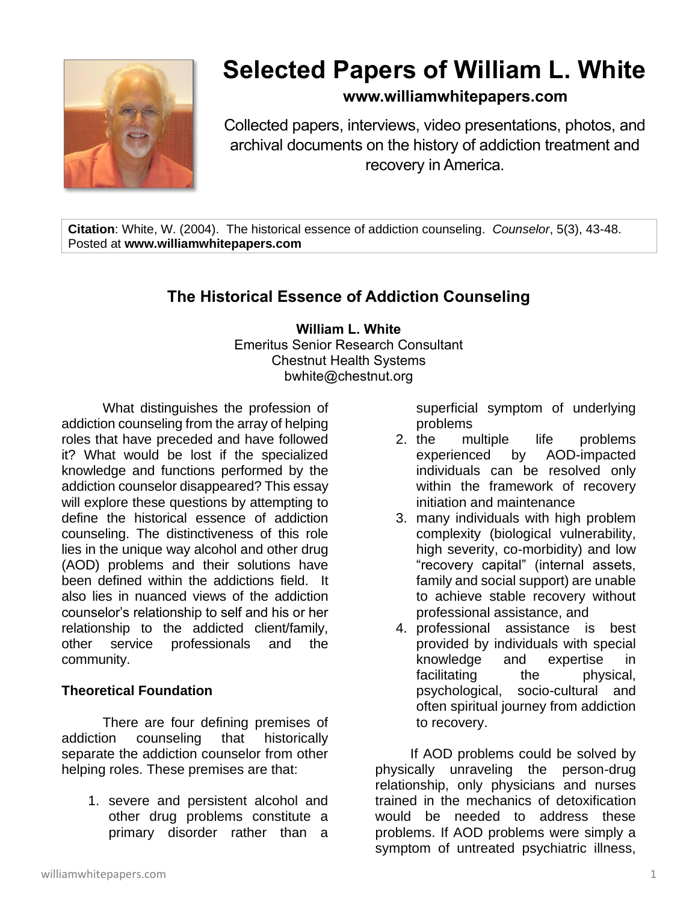# Selected Papers of William L. White

**www.williamwhitepapers.com**

Collected papers, interviews, video presentations, photos, and archival documents on the history of addiction treatment and recovery in America.

**Citation**: White, W. (2004). The historical essence of addiction counseling. *Counselor*, 5(3), 43-48. Posted at **www.williamwhitepapers.com**

## The Historical Essence of Addiction Counseling

**William L. White**
Emeritus Senior Research Consultant
Chestnut Health Systems
bwhite@chestnut.org

What distinguishes the profession of addiction counseling from the array of helping roles that have preceded and have followed it? What would be lost if the specialized knowledge and functions performed by the addiction counselor disappeared? This essay will explore these questions by attempting to define the historical essence of addiction counseling. The distinctiveness of this role lies in the unique way alcohol and other drug (AOD) problems and their solutions have been defined within the addictions field. It also lies in nuanced views of the addiction counselor's relationship to self and his or her relationship to the addicted client/family, other service professionals and the community.

### Theoretical Foundation

There are four defining premises of addiction counseling that historically separate the addiction counselor from other helping roles. These premises are that:

1. severe and persistent alcohol and other drug problems constitute a primary disorder rather than a superficial symptom of underlying problems
2. the multiple life problems experienced by AOD-impacted individuals can be resolved only within the framework of recovery initiation and maintenance
3. many individuals with high problem complexity (biological vulnerability, high severity, co-morbidity) and low "recovery capital" (internal assets, family and social support) are unable to achieve stable recovery without professional assistance, and
4. professional assistance is best provided by individuals with special knowledge and expertise in facilitating the physical, psychological, socio-cultural and often spiritual journey from addiction to recovery.

If AOD problems could be solved by physically unraveling the person-drug relationship, only physicians and nurses trained in the mechanics of detoxification would be needed to address these problems. If AOD problems were simply a symptom of untreated psychiatric illness,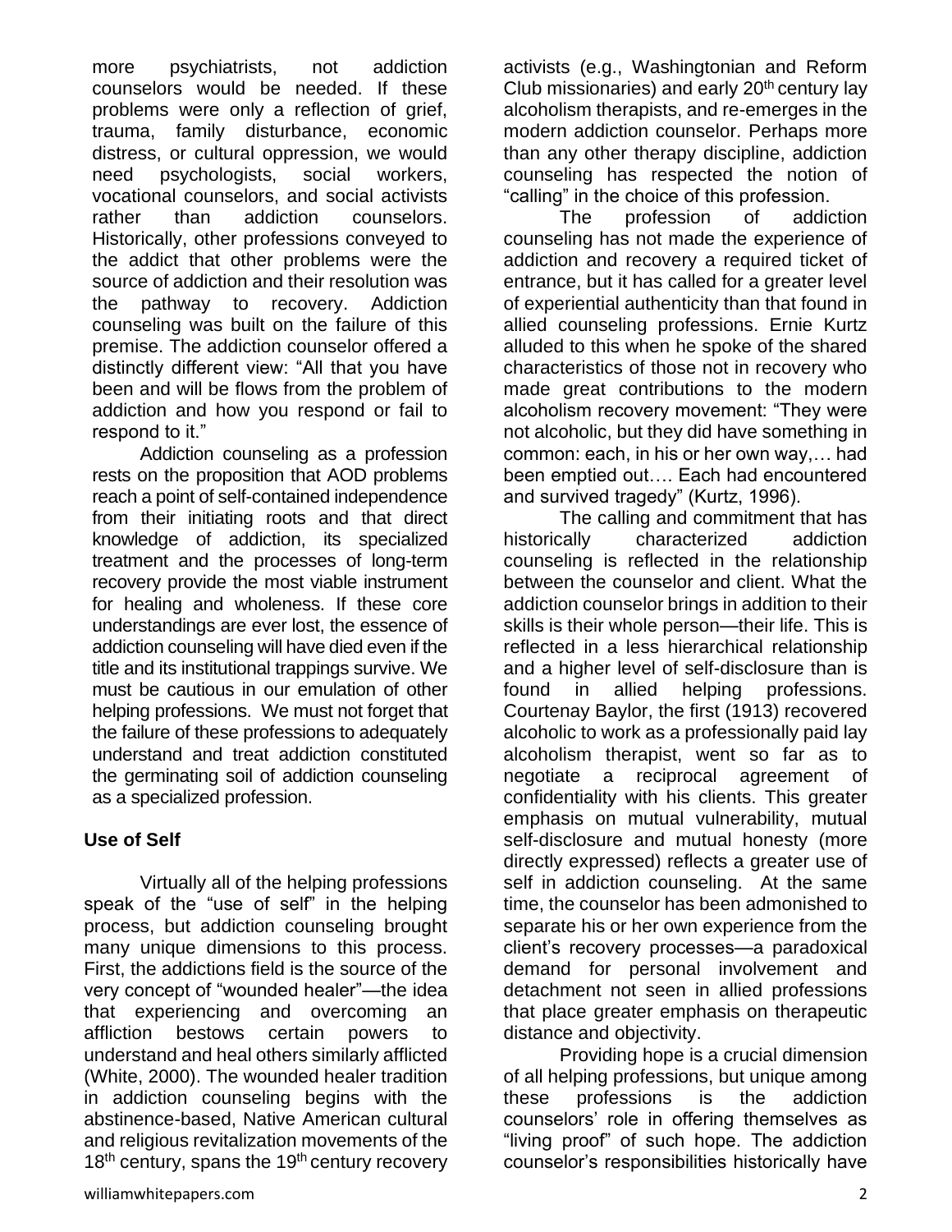more psychiatrists, not addiction counselors would be needed. If these problems were only a reflection of grief, trauma, family disturbance, economic distress, or cultural oppression, we would need psychologists, social workers, vocational counselors, and social activists rather than addiction counselors. Historically, other professions conveyed to the addict that other problems were the source of addiction and their resolution was the pathway to recovery. Addiction counseling was built on the failure of this premise. The addiction counselor offered a distinctly different view: "All that you have been and will be flows from the problem of addiction and how you respond or fail to respond to it."

Addiction counseling as a profession rests on the proposition that AOD problems reach a point of self-contained independence from their initiating roots and that direct knowledge of addiction, its specialized treatment and the processes of long-term recovery provide the most viable instrument for healing and wholeness. If these core understandings are ever lost, the essence of addiction counseling will have died even if the title and its institutional trappings survive. We must be cautious in our emulation of other helping professions. We must not forget that the failure of these professions to adequately understand and treat addiction constituted the germinating soil of addiction counseling as a specialized profession.

**Use of Self**

Virtually all of the helping professions speak of the "use of self" in the helping process, but addiction counseling brought many unique dimensions to this process. First, the addictions field is the source of the very concept of "wounded healer"—the idea that experiencing and overcoming an affliction bestows certain powers to understand and heal others similarly afflicted (White, 2000). The wounded healer tradition in addiction counseling begins with the abstinence-based, Native American cultural and religious revitalization movements of the 18th century, spans the 19th century recovery activists (e.g., Washingtonian and Reform Club missionaries) and early 20th century lay alcoholism therapists, and re-emerges in the modern addiction counselor. Perhaps more than any other therapy discipline, addiction counseling has respected the notion of "calling" in the choice of this profession.

The profession of addiction counseling has not made the experience of addiction and recovery a required ticket of entrance, but it has called for a greater level of experiential authenticity than that found in allied counseling professions. Ernie Kurtz alluded to this when he spoke of the shared characteristics of those not in recovery who made great contributions to the modern alcoholism recovery movement: "They were not alcoholic, but they did have something in common: each, in his or her own way,… had been emptied out…. Each had encountered and survived tragedy" (Kurtz, 1996).

The calling and commitment that has historically characterized addiction counseling is reflected in the relationship between the counselor and client. What the addiction counselor brings in addition to their skills is their whole person—their life. This is reflected in a less hierarchical relationship and a higher level of self-disclosure than is found in allied helping professions. Courtenay Baylor, the first (1913) recovered alcoholic to work as a professionally paid lay alcoholism therapist, went so far as to negotiate a reciprocal agreement of confidentiality with his clients. This greater emphasis on mutual vulnerability, mutual self-disclosure and mutual honesty (more directly expressed) reflects a greater use of self in addiction counseling. At the same time, the counselor has been admonished to separate his or her own experience from the client's recovery processes—a paradoxical demand for personal involvement and detachment not seen in allied professions that place greater emphasis on therapeutic distance and objectivity.

Providing hope is a crucial dimension of all helping professions, but unique among these professions is the addiction counselors' role in offering themselves as "living proof" of such hope. The addiction counselor's responsibilities historically have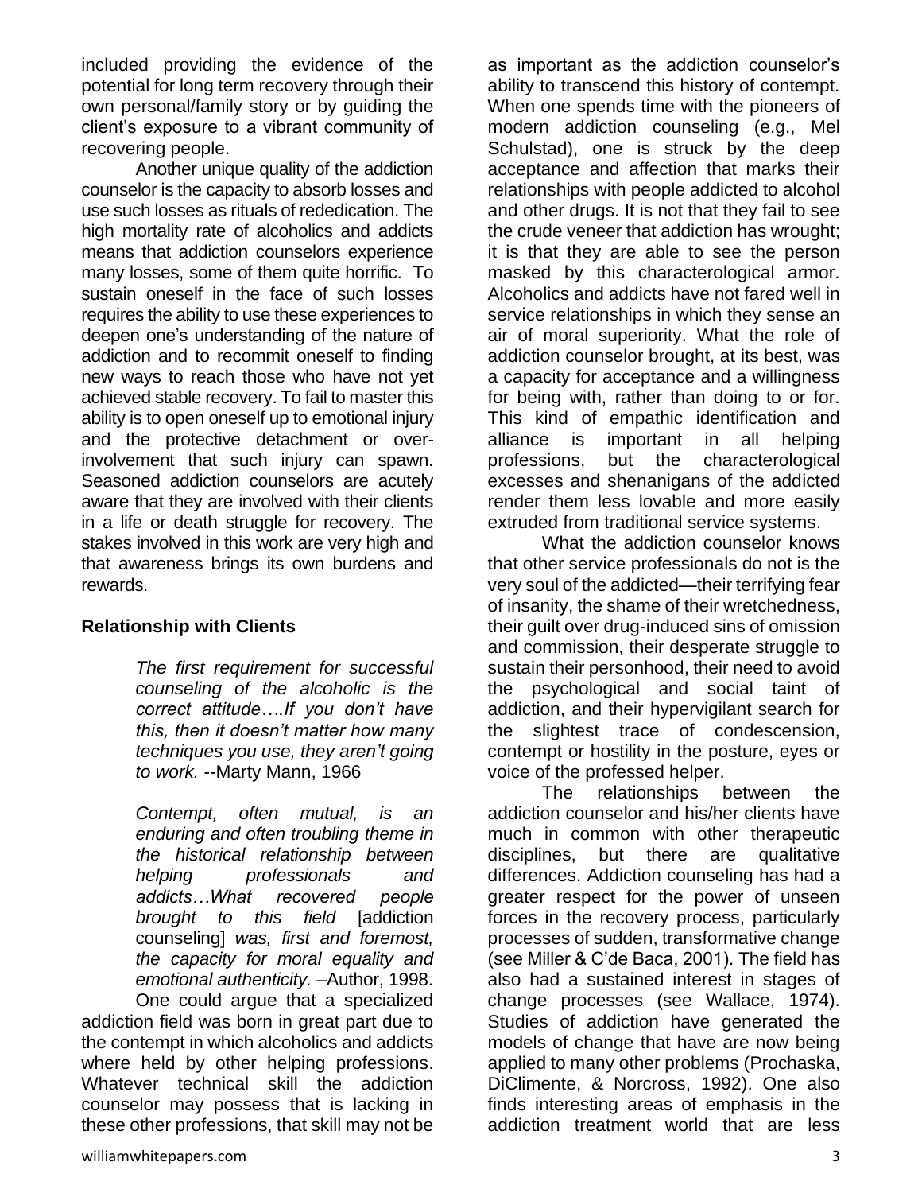included providing the evidence of the potential for long term recovery through their own personal/family story or by guiding the client's exposure to a vibrant community of recovering people.

Another unique quality of the addiction counselor is the capacity to absorb losses and use such losses as rituals of rededication. The high mortality rate of alcoholics and addicts means that addiction counselors experience many losses, some of them quite horrific. To sustain oneself in the face of such losses requires the ability to use these experiences to deepen one's understanding of the nature of addiction and to recommit oneself to finding new ways to reach those who have not yet achieved stable recovery. To fail to master this ability is to open oneself up to emotional injury and the protective detachment or over-involvement that such injury can spawn. Seasoned addiction counselors are acutely aware that they are involved with their clients in a life or death struggle for recovery. The stakes involved in this work are very high and that awareness brings its own burdens and rewards.

**Relationship with Clients**

> *The first requirement for successful counseling of the alcoholic is the correct attitude….If you don't have this, then it doesn't matter how many techniques you use, they aren't going to work.* --Marty Mann, 1966

> *Contempt, often mutual, is an enduring and often troubling theme in the historical relationship between helping professionals and addicts…What recovered people brought to this field* [addiction counseling] *was, first and foremost, the capacity for moral equality and emotional authenticity.* –Author, 1998.

One could argue that a specialized addiction field was born in great part due to the contempt in which alcoholics and addicts where held by other helping professions. Whatever technical skill the addiction counselor may possess that is lacking in these other professions, that skill may not be as important as the addiction counselor's ability to transcend this history of contempt. When one spends time with the pioneers of modern addiction counseling (e.g., Mel Schulstad), one is struck by the deep acceptance and affection that marks their relationships with people addicted to alcohol and other drugs. It is not that they fail to see the crude veneer that addiction has wrought; it is that they are able to see the person masked by this characterological armor. Alcoholics and addicts have not fared well in service relationships in which they sense an air of moral superiority. What the role of addiction counselor brought, at its best, was a capacity for acceptance and a willingness for being with, rather than doing to or for. This kind of empathic identification and alliance is important in all helping professions, but the characterological excesses and shenanigans of the addicted render them less lovable and more easily extruded from traditional service systems.

What the addiction counselor knows that other service professionals do not is the very soul of the addicted—their terrifying fear of insanity, the shame of their wretchedness, their guilt over drug-induced sins of omission and commission, their desperate struggle to sustain their personhood, their need to avoid the psychological and social taint of addiction, and their hypervigilant search for the slightest trace of condescension, contempt or hostility in the posture, eyes or voice of the professed helper.

The relationships between the addiction counselor and his/her clients have much in common with other therapeutic disciplines, but there are qualitative differences. Addiction counseling has had a greater respect for the power of unseen forces in the recovery process, particularly processes of sudden, transformative change (see Miller & C'de Baca, 2001). The field has also had a sustained interest in stages of change processes (see Wallace, 1974). Studies of addiction have generated the models of change that have are now being applied to many other problems (Prochaska, DiClimente, & Norcross, 1992). One also finds interesting areas of emphasis in the addiction treatment world that are less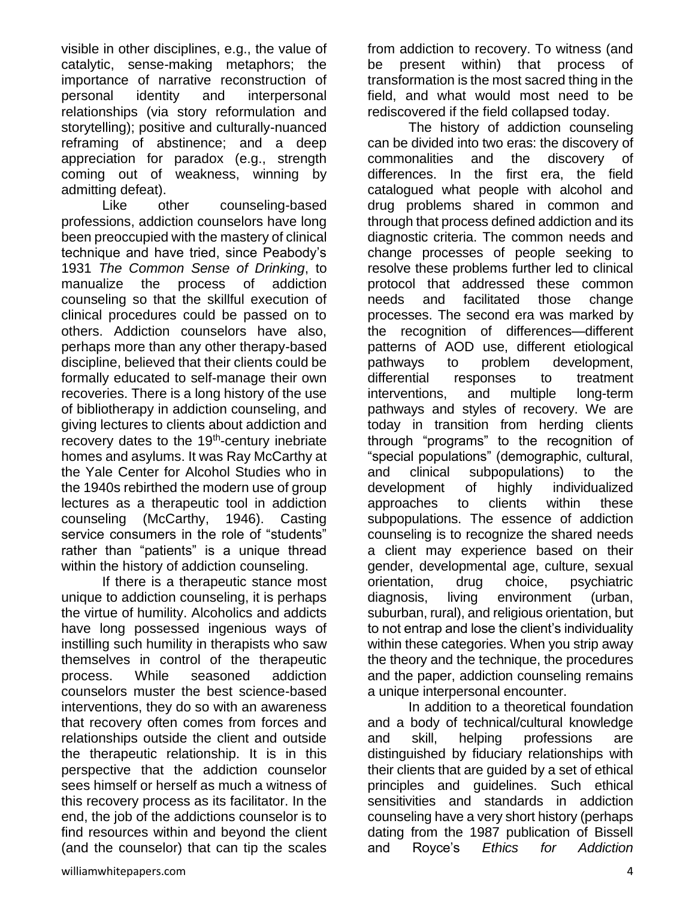visible in other disciplines, e.g., the value of catalytic, sense-making metaphors; the importance of narrative reconstruction of personal identity and interpersonal relationships (via story reformulation and storytelling); positive and culturally-nuanced reframing of abstinence; and a deep appreciation for paradox (e.g., strength coming out of weakness, winning by admitting defeat).

Like other counseling-based professions, addiction counselors have long been preoccupied with the mastery of clinical technique and have tried, since Peabody's 1931 *The Common Sense of Drinking*, to manualize the process of addiction counseling so that the skillful execution of clinical procedures could be passed on to others. Addiction counselors have also, perhaps more than any other therapy-based discipline, believed that their clients could be formally educated to self-manage their own recoveries. There is a long history of the use of bibliotherapy in addiction counseling, and giving lectures to clients about addiction and recovery dates to the 19th-century inebriate homes and asylums. It was Ray McCarthy at the Yale Center for Alcohol Studies who in the 1940s rebirthed the modern use of group lectures as a therapeutic tool in addiction counseling (McCarthy, 1946). Casting service consumers in the role of "students" rather than "patients" is a unique thread within the history of addiction counseling.

If there is a therapeutic stance most unique to addiction counseling, it is perhaps the virtue of humility. Alcoholics and addicts have long possessed ingenious ways of instilling such humility in therapists who saw themselves in control of the therapeutic process. While seasoned addiction counselors muster the best science-based interventions, they do so with an awareness that recovery often comes from forces and relationships outside the client and outside the therapeutic relationship. It is in this perspective that the addiction counselor sees himself or herself as much a witness of this recovery process as its facilitator. In the end, the job of the addictions counselor is to find resources within and beyond the client (and the counselor) that can tip the scales from addiction to recovery. To witness (and be present within) that process of transformation is the most sacred thing in the field, and what would most need to be rediscovered if the field collapsed today.

The history of addiction counseling can be divided into two eras: the discovery of commonalities and the discovery of differences. In the first era, the field catalogued what people with alcohol and drug problems shared in common and through that process defined addiction and its diagnostic criteria. The common needs and change processes of people seeking to resolve these problems further led to clinical protocol that addressed these common needs and facilitated those change processes. The second era was marked by the recognition of differences—different patterns of AOD use, different etiological pathways to problem development, differential responses to treatment interventions, and multiple long-term pathways and styles of recovery. We are today in transition from herding clients through "programs" to the recognition of "special populations" (demographic, cultural, and clinical subpopulations) to the development of highly individualized approaches to clients within these subpopulations. The essence of addiction counseling is to recognize the shared needs a client may experience based on their gender, developmental age, culture, sexual orientation, drug choice, psychiatric diagnosis, living environment (urban, suburban, rural), and religious orientation, but to not entrap and lose the client's individuality within these categories. When you strip away the theory and the technique, the procedures and the paper, addiction counseling remains a unique interpersonal encounter.

In addition to a theoretical foundation and a body of technical/cultural knowledge and skill, helping professions are distinguished by fiduciary relationships with their clients that are guided by a set of ethical principles and guidelines. Such ethical sensitivities and standards in addiction counseling have a very short history (perhaps dating from the 1987 publication of Bissell and Royce's *Ethics for Addiction*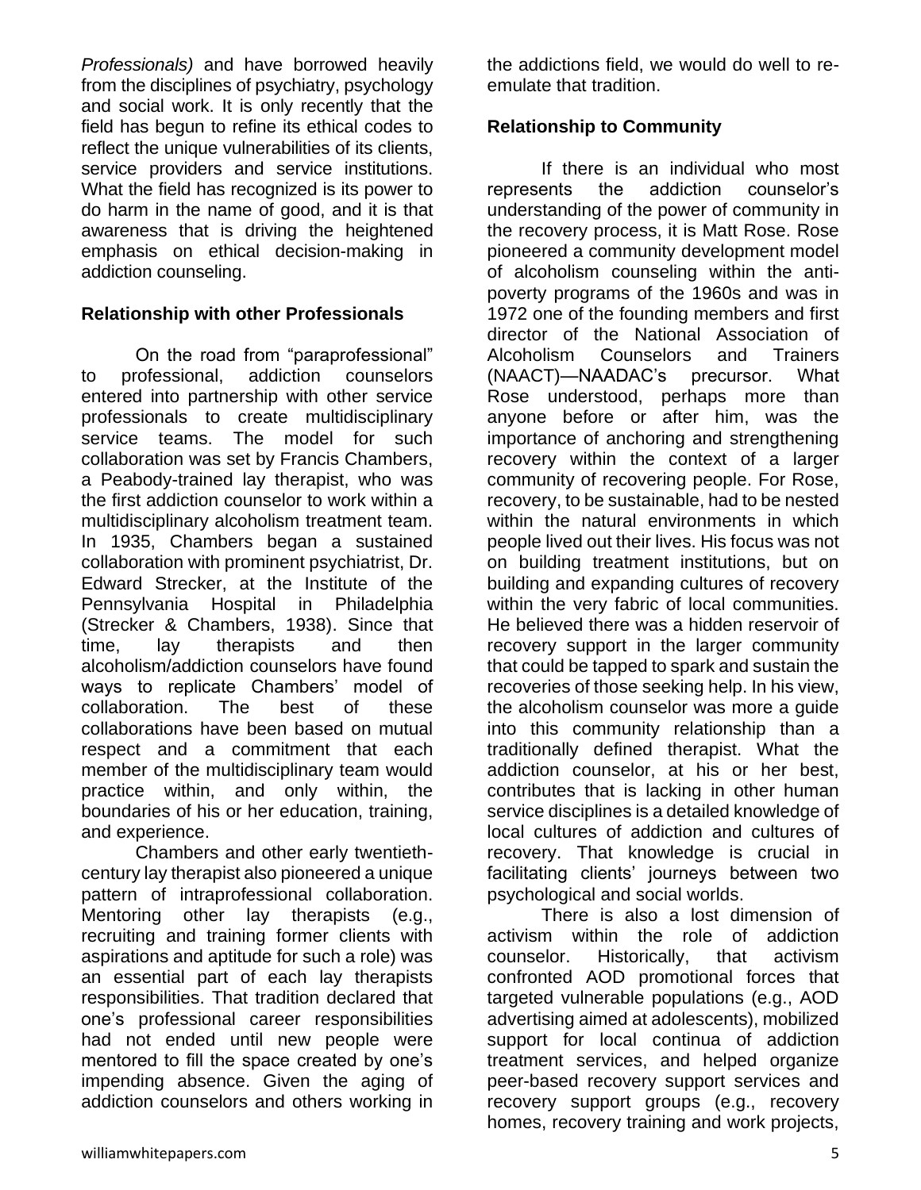*Professionals)* and have borrowed heavily from the disciplines of psychiatry, psychology and social work. It is only recently that the field has begun to refine its ethical codes to reflect the unique vulnerabilities of its clients, service providers and service institutions. What the field has recognized is its power to do harm in the name of good, and it is that awareness that is driving the heightened emphasis on ethical decision-making in addiction counseling.

**Relationship with other Professionals**

On the road from "paraprofessional" to professional, addiction counselors entered into partnership with other service professionals to create multidisciplinary service teams. The model for such collaboration was set by Francis Chambers, a Peabody-trained lay therapist, who was the first addiction counselor to work within a multidisciplinary alcoholism treatment team. In 1935, Chambers began a sustained collaboration with prominent psychiatrist, Dr. Edward Strecker, at the Institute of the Pennsylvania Hospital in Philadelphia (Strecker & Chambers, 1938). Since that time, lay therapists and then alcoholism/addiction counselors have found ways to replicate Chambers' model of collaboration. The best of these collaborations have been based on mutual respect and a commitment that each member of the multidisciplinary team would practice within, and only within, the boundaries of his or her education, training, and experience.

Chambers and other early twentieth-century lay therapist also pioneered a unique pattern of intraprofessional collaboration. Mentoring other lay therapists (e.g., recruiting and training former clients with aspirations and aptitude for such a role) was an essential part of each lay therapists responsibilities. That tradition declared that one's professional career responsibilities had not ended until new people were mentored to fill the space created by one's impending absence. Given the aging of addiction counselors and others working in the addictions field, we would do well to re-emulate that tradition.

**Relationship to Community**

If there is an individual who most represents the addiction counselor's understanding of the power of community in the recovery process, it is Matt Rose. Rose pioneered a community development model of alcoholism counseling within the anti-poverty programs of the 1960s and was in 1972 one of the founding members and first director of the National Association of Alcoholism Counselors and Trainers (NAACT)—NAADAC's precursor. What Rose understood, perhaps more than anyone before or after him, was the importance of anchoring and strengthening recovery within the context of a larger community of recovering people. For Rose, recovery, to be sustainable, had to be nested within the natural environments in which people lived out their lives. His focus was not on building treatment institutions, but on building and expanding cultures of recovery within the very fabric of local communities. He believed there was a hidden reservoir of recovery support in the larger community that could be tapped to spark and sustain the recoveries of those seeking help. In his view, the alcoholism counselor was more a guide into this community relationship than a traditionally defined therapist. What the addiction counselor, at his or her best, contributes that is lacking in other human service disciplines is a detailed knowledge of local cultures of addiction and cultures of recovery. That knowledge is crucial in facilitating clients' journeys between two psychological and social worlds.

There is also a lost dimension of activism within the role of addiction counselor. Historically, that activism confronted AOD promotional forces that targeted vulnerable populations (e.g., AOD advertising aimed at adolescents), mobilized support for local continua of addiction treatment services, and helped organize peer-based recovery support services and recovery support groups (e.g., recovery homes, recovery training and work projects,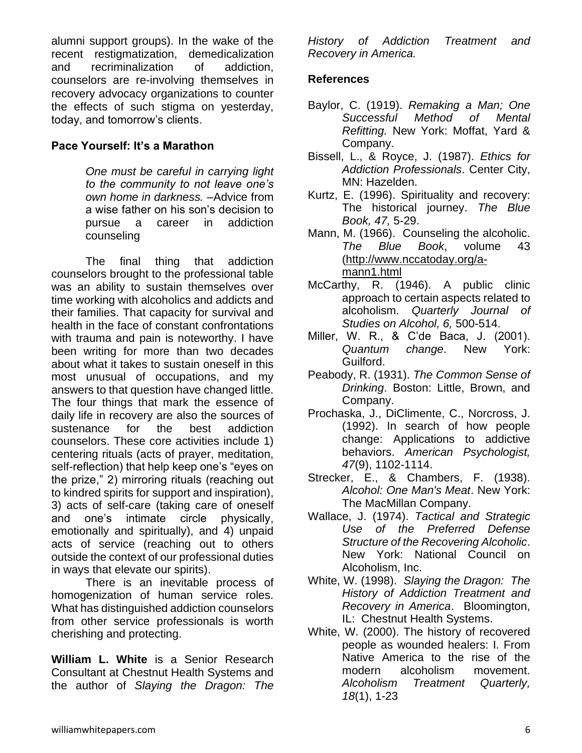alumni support groups). In the wake of the recent restigmatization, demedicalization and recriminalization of addiction, counselors are re-involving themselves in recovery advocacy organizations to counter the effects of such stigma on yesterday, today, and tomorrow's clients.

### Pace Yourself: It's a Marathon

> *One must be careful in carrying light to the community to not leave one's own home in darkness.* –Advice from a wise father on his son's decision to pursue a career in addiction counseling

The final thing that addiction counselors brought to the professional table was an ability to sustain themselves over time working with alcoholics and addicts and their families. That capacity for survival and health in the face of constant confrontations with trauma and pain is noteworthy. I have been writing for more than two decades about what it takes to sustain oneself in this most unusual of occupations, and my answers to that question have changed little. The four things that mark the essence of daily life in recovery are also the sources of sustenance for the best addiction counselors. These core activities include 1) centering rituals (acts of prayer, meditation, self-reflection) that help keep one's "eyes on the prize," 2) mirroring rituals (reaching out to kindred spirits for support and inspiration), 3) acts of self-care (taking care of oneself and one's intimate circle physically, emotionally and spiritually), and 4) unpaid acts of service (reaching out to others outside the context of our professional duties in ways that elevate our spirits).

There is an inevitable process of homogenization of human service roles. What has distinguished addiction counselors from other service professionals is worth cherishing and protecting.

**William L. White** is a Senior Research Consultant at Chestnut Health Systems and the author of *Slaying the Dragon: The History of Addiction Treatment and Recovery in America.*

### References

Baylor, C. (1919). *Remaking a Man; One Successful Method of Mental Refitting.* New York: Moffat, Yard & Company.

Bissell, L., & Royce, J. (1987). *Ethics for Addiction Professionals*. Center City, MN: Hazelden.

Kurtz, E. (1996). Spirituality and recovery: The historical journey. *The Blue Book, 47,* 5-29.

Mann, M. (1966). Counseling the alcoholic. *The Blue Book*, volume 43 (http://www.nccatoday.org/a-mann1.html

McCarthy, R. (1946). A public clinic approach to certain aspects related to alcoholism. *Quarterly Journal of Studies on Alcohol, 6,* 500-514.

Miller, W. R., & C'de Baca, J. (2001). *Quantum change*. New York: Guilford.

Peabody, R. (1931). *The Common Sense of Drinking*. Boston: Little, Brown, and Company.

Prochaska, J., DiClimente, C., Norcross, J. (1992). In search of how people change: Applications to addictive behaviors. *American Psychologist, 47*(9), 1102-1114.

Strecker, E., & Chambers, F. (1938). *Alcohol: One Man's Meat*. New York: The MacMillan Company.

Wallace, J. (1974). *Tactical and Strategic Use of the Preferred Defense Structure of the Recovering Alcoholic*. New York: National Council on Alcoholism, Inc.

White, W. (1998). *Slaying the Dragon: The History of Addiction Treatment and Recovery in America*. Bloomington, IL: Chestnut Health Systems.

White, W. (2000). The history of recovered people as wounded healers: I. From Native America to the rise of the modern alcoholism movement. *Alcoholism Treatment Quarterly, 18*(1), 1-23